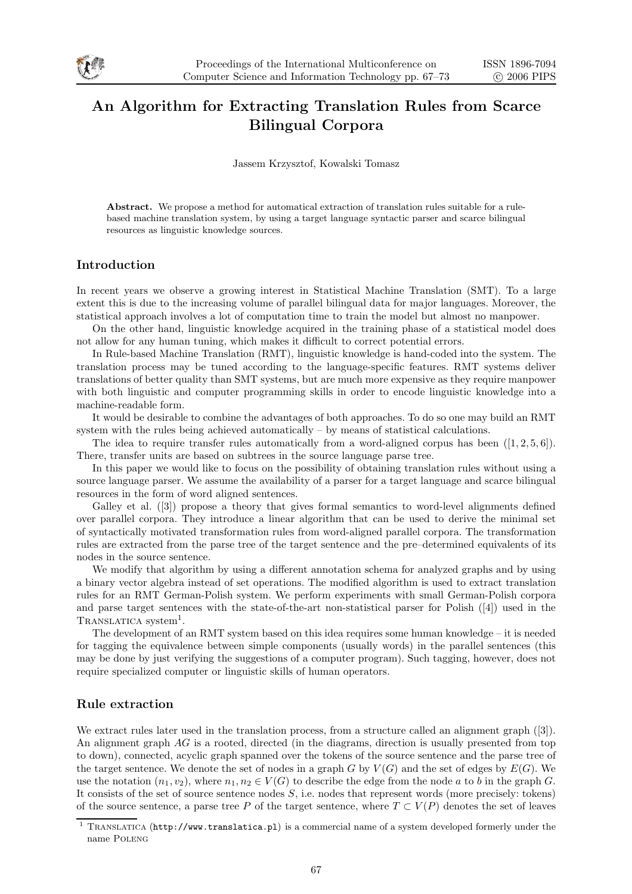# An Algorithm for Extracting Translation Rules from Scarce Bilingual Corpora

Jassem Krzysztof, Kowalski Tomasz

**Abstract.** We propose a method for automatical extraction of translation rules suitable for a rule-based machine translation system, by using a target language syntactic parser and scarce bilingual resources as linguistic knowledge sources.

## Introduction

In recent years we observe a growing interest in Statistical Machine Translation (SMT). To a large extent this is due to the increasing volume of parallel bilingual data for major languages. Moreover, the statistical approach involves a lot of computation time to train the model but almost no manpower.

On the other hand, linguistic knowledge acquired in the training phase of a statistical model does not allow for any human tuning, which makes it difficult to correct potential errors.

In Rule-based Machine Translation (RMT), linguistic knowledge is hand-coded into the system. The translation process may be tuned according to the language-specific features. RMT systems deliver translations of better quality than SMT systems, but are much more expensive as they require manpower with both linguistic and computer programming skills in order to encode linguistic knowledge into a machine-readable form.

It would be desirable to combine the advantages of both approaches. To do so one may build an RMT system with the rules being achieved automatically – by means of statistical calculations.

The idea to require transfer rules automatically from a word-aligned corpus has been ([1, 2, 5, 6]). There, transfer units are based on subtrees in the source language parse tree.

In this paper we would like to focus on the possibility of obtaining translation rules without using a source language parser. We assume the availability of a parser for a target language and scarce bilingual resources in the form of word aligned sentences.

Galley et al. ([3]) propose a theory that gives formal semantics to word-level alignments defined over parallel corpora. They introduce a linear algorithm that can be used to derive the minimal set of syntactically motivated transformation rules from word-aligned parallel corpora. The transformation rules are extracted from the parse tree of the target sentence and the pre–determined equivalents of its nodes in the source sentence.

We modify that algorithm by using a different annotation schema for analyzed graphs and by using a binary vector algebra instead of set operations. The modified algorithm is used to extract translation rules for an RMT German-Polish system. We perform experiments with small German-Polish corpora and parse target sentences with the state-of-the-art non-statistical parser for Polish ([4]) used in the Translatica system[1].

The development of an RMT system based on this idea requires some human knowledge – it is needed for tagging the equivalence between simple components (usually words) in the parallel sentences (this may be done by just verifying the suggestions of a computer program). Such tagging, however, does not require specialized computer or linguistic skills of human operators.

## Rule extraction

We extract rules later used in the translation process, from a structure called an alignment graph ([3]). An alignment graph $AG$ is a rooted, directed (in the diagrams, direction is usually presented from top to down), connected, acyclic graph spanned over the tokens of the source sentence and the parse tree of the target sentence. We denote the set of nodes in a graph $G$ by $V(G)$ and the set of edges by $E(G)$. We use the notation $(n_1, v_2)$, where $n_1, n_2 \in V(G)$ to describe the edge from the node $a$ to $b$ in the graph $G$. It consists of the set of source sentence nodes $S$, i.e. nodes that represent words (more precisely: tokens) of the source sentence, a parse tree $P$ of the target sentence, where $T \subset V(P)$ denotes the set of leaves

[1] Translatica (http://www.translatica.pl) is a commercial name of a system developed formerly under the name Poleng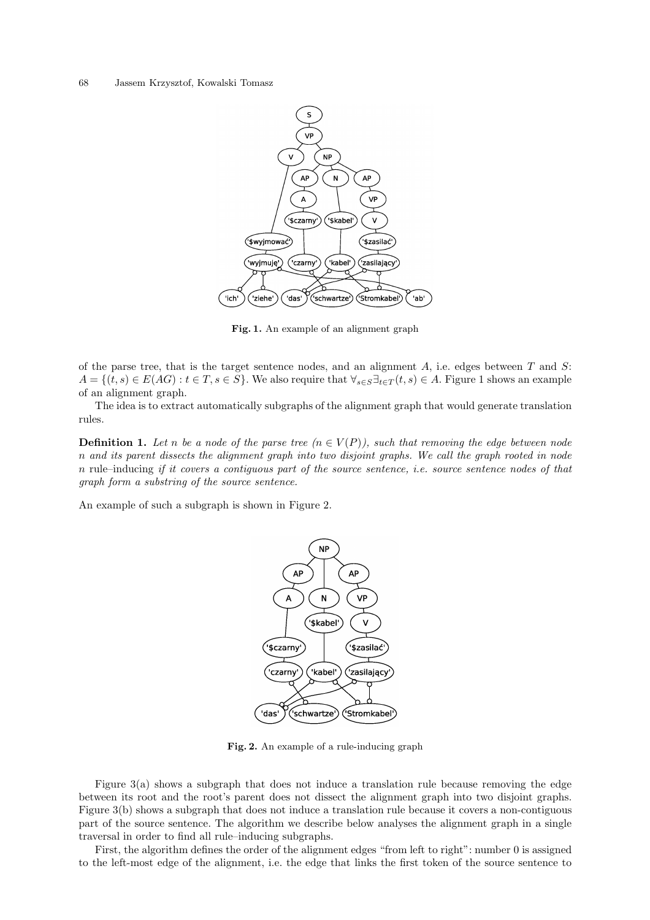Fig. 1. An example of an alignment graph

of the parse tree, that is the target sentence nodes, and an alignment $A$, i.e. edges between $T$ and $S$: $A = \{(t, s) \in E(AG) : t \in T, s \in S\}$. We also require that $\forall_{s \in S} \exists_{t \in T} (t, s) \in A$. Figure 1 shows an example of an alignment graph.

The idea is to extract automatically subgraphs of the alignment graph that would generate translation rules.

**Definition 1.** *Let $n$ be a node of the parse tree ($n \in V(P)$), such that removing the edge between node $n$ and its parent dissects the alignment graph into two disjoint graphs. We call the graph rooted in node $n$* rule–inducing *if it covers a contiguous part of the source sentence, i.e. source sentence nodes of that graph form a substring of the source sentence.*

An example of such a subgraph is shown in Figure 2.

Fig. 2. An example of a rule-inducing graph

Figure 3(a) shows a subgraph that does not induce a translation rule because removing the edge between its root and the root's parent does not dissect the alignment graph into two disjoint graphs. Figure 3(b) shows a subgraph that does not induce a translation rule because it covers a non-contiguous part of the source sentence. The algorithm we describe below analyses the alignment graph in a single traversal in order to find all rule–inducing subgraphs.

First, the algorithm defines the order of the alignment edges "from left to right": number 0 is assigned to the left-most edge of the alignment, i.e. the edge that links the first token of the source sentence to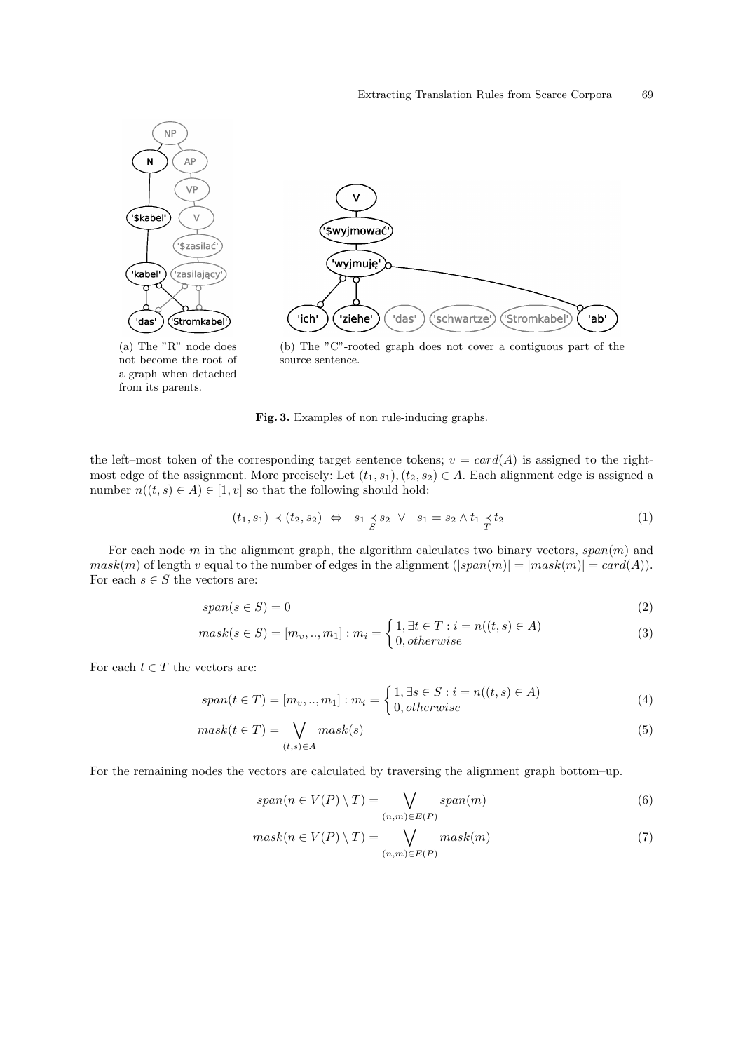(a) The "R" node does not become the root of a graph when detached from its parents.

(b) The "C"-rooted graph does not cover a contiguous part of the source sentence.

**Fig. 3.** Examples of non rule-inducing graphs.

the left–most token of the corresponding target sentence tokens; $v = card(A)$ is assigned to the right-most edge of the assignment. More precisely: Let $(t_1, s_1), (t_2, s_2) \in A$. Each alignment edge is assigned a number $n((t, s) \in A) \in [1, v]$ so that the following should hold:

$$(t_1, s_1) \prec (t_2, s_2) \;\Leftrightarrow\; s_1 \underset{S}{\prec} s_2 \;\vee\; s_1 = s_2 \wedge t_1 \underset{T}{\prec} t_2 \tag{1}$$

For each node $m$ in the alignment graph, the algorithm calculates two binary vectors, $span(m)$ and $mask(m)$ of length $v$ equal to the number of edges in the alignment ($|span(m)| = |mask(m)| = card(A)$). For each $s \in S$ the vectors are:

$$span(s \in S) = 0 \tag{2}$$

$$mask(s \in S) = [m_v, .., m_1] : m_i = \begin{cases} 1, \exists t \in T : i = n((t, s) \in A) \\ 0, otherwise \end{cases} \tag{3}$$

For each $t \in T$ the vectors are:

$$span(t \in T) = [m_v, .., m_1] : m_i = \begin{cases} 1, \exists s \in S : i = n((t, s) \in A) \\ 0, otherwise \end{cases} \tag{4}$$

$$mask(t \in T) = \bigvee_{(t,s) \in A} mask(s) \tag{5}$$

For the remaining nodes the vectors are calculated by traversing the alignment graph bottom–up.

$$span(n \in V(P) \setminus T) = \bigvee_{(n,m) \in E(P)} span(m) \tag{6}$$

$$mask(n \in V(P) \setminus T) = \bigvee_{(n,m) \in E(P)} mask(m) \tag{7}$$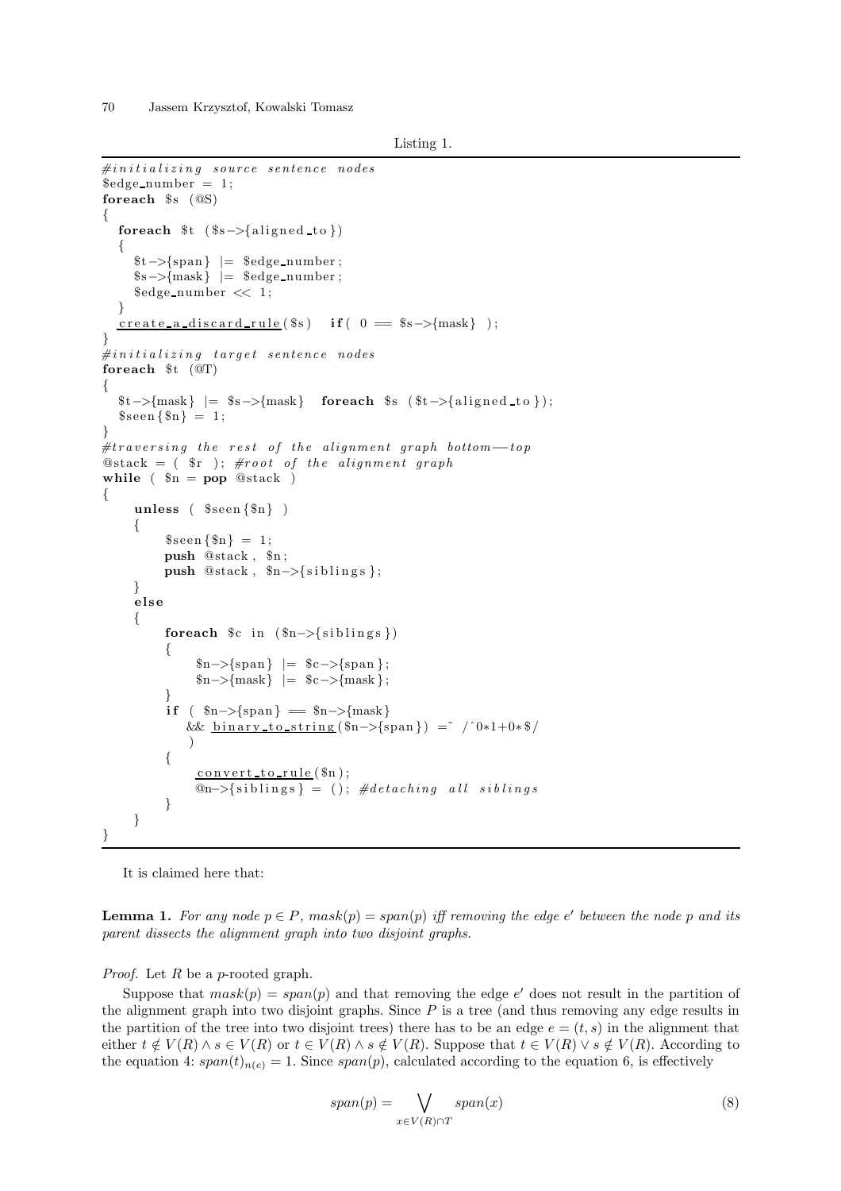Listing 1.

```
#initializing source sentence nodes
$edge_number = 1;
foreach $s (@S)
{
  foreach $t ($s->{aligned_to})
  {
    $t->{span} |= $edge_number;
    $s->{mask} |= $edge_number;
    $edge_number << 1;
  }
  create_a_discard_rule($s)   if( 0 == $s->{mask} );
}
#initializing target sentence nodes
foreach $t (@T)
{
  $t->{mask} |= $s->{mask}   foreach $s ($t->{aligned_to});
  $seen{$n} = 1;
}
#traversing the rest of the alignment graph bottom--top
@stack = ( $r ); #root of the alignment graph
while ( $n = pop @stack )
{
    unless ( $seen{$n} )
    {
        $seen{$n} = 1;
        push @stack, $n;
        push @stack, $n->{siblings};
    }
    else
    {
        foreach $c in ($n->{siblings})
        {
            $n->{span} |= $c->{span};
            $n->{mask} |= $c->{mask};
        }
        if ( $n->{span} == $n->{mask}
           && binary_to_string($n->{span}) =~ /^0*1+0*$/
           )
        {
            convert_to_rule($n);
            @n->{siblings} = (); #detaching all siblings
        }
    }
}
```

It is claimed here that:

**Lemma 1.** *For any node $p \in P$, $mask(p) = span(p)$ iff removing the edge $e'$ between the node $p$ and its parent dissects the alignment graph into two disjoint graphs.*

*Proof.* Let $R$ be a $p$-rooted graph.

Suppose that $mask(p) = span(p)$ and that removing the edge $e'$ does not result in the partition of the alignment graph into two disjoint graphs. Since $P$ is a tree (and thus removing any edge results in the partition of the tree into two disjoint trees) there has to be an edge $e = (t, s)$ in the alignment that either $t \notin V(R) \wedge s \in V(R)$ or $t \in V(R) \wedge s \notin V(R)$. Suppose that $t \in V(R) \vee s \notin V(R)$. According to the equation 4: $span(t)_{n(e)} = 1$. Since $span(p)$, calculated according to the equation 6, is effectively

$$span(p) = \bigvee_{x \in V(R) \cap T} span(x) \tag{8}$$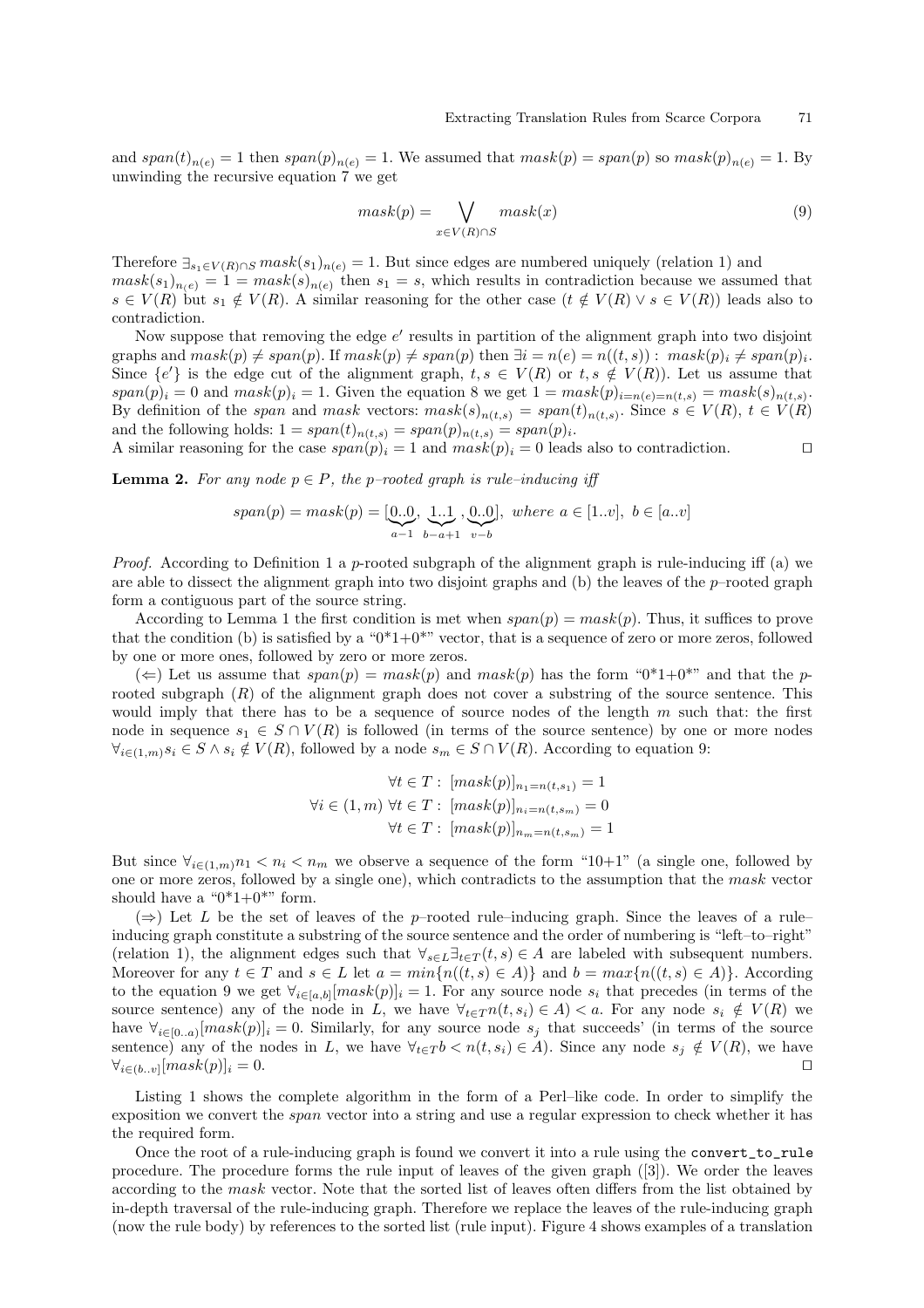and $span(t)_{n(e)} = 1$ then $span(p)_{n(e)} = 1$. We assumed that $mask(p) = span(p)$ so $mask(p)_{n(e)} = 1$. By unwinding the recursive equation 7 we get

$$mask(p) = \bigvee_{x \in V(R) \cap S} mask(x) \tag{9}$$

Therefore $\exists_{s_1 \in V(R) \cap S}\, mask(s_1)_{n(e)} = 1$. But since edges are numbered uniquely (relation 1) and $mask(s_1)_{n(e)} = 1 = mask(s)_{n(e)}$ then $s_1 = s$, which results in contradiction because we assumed that $s \in V(R)$ but $s_1 \notin V(R)$. A similar reasoning for the other case ($t \notin V(R) \vee s \in V(R)$) leads also to contradiction.

Now suppose that removing the edge $e'$ results in partition of the alignment graph into two disjoint graphs and $mask(p) \neq span(p)$. If $mask(p) \neq span(p)$ then $\exists i = n(e) = n((t,s)) : mask(p)_i \neq span(p)_i$. Since $\{e'\}$ is the edge cut of the alignment graph, $t, s \in V(R)$ or $t, s \notin V(R)$). Let us assume that $span(p)_i = 0$ and $mask(p)_i = 1$. Given the equation 8 we get $1 = mask(p)_{i=n(e)=n(t,s)} = mask(s)_{n(t,s)}$. By definition of the *span* and *mask* vectors: $mask(s)_{n(t,s)} = span(t)_{n(t,s)}$. Since $s \in V(R)$, $t \in V(R)$ and the following holds: $1 = span(t)_{n(t,s)} = span(p)_{n(t,s)} = span(p)_i$.
A similar reasoning for the case $span(p)_i = 1$ and $mask(p)_i = 0$ leads also to contradiction. □

**Lemma 2.** *For any node $p \in P$, the p–rooted graph is rule–inducing iff*

$$span(p) = mask(p) = [\underbrace{0..0}_{a-1}, \underbrace{1..1}_{b-a+1}, \underbrace{0..0}_{v-b}], \text{ where } a \in [1..v],\ b \in [a..v]$$

*Proof.* According to Definition 1 a $p$-rooted subgraph of the alignment graph is rule-inducing iff (a) we are able to dissect the alignment graph into two disjoint graphs and (b) the leaves of the $p$–rooted graph form a contiguous part of the source string.

According to Lemma 1 the first condition is met when $span(p) = mask(p)$. Thus, it suffices to prove that the condition (b) is satisfied by a "0*1+0*" vector, that is a sequence of zero or more zeros, followed by one or more ones, followed by zero or more zeros.

($\Leftarrow$) Let us assume that $span(p) = mask(p)$ and $mask(p)$ has the form "0*1+0*" and that the $p$-rooted subgraph ($R$) of the alignment graph does not cover a substring of the source sentence. This would imply that there has to be a sequence of source nodes of the length $m$ such that: the first node in sequence $s_1 \in S \cap V(R)$ is followed (in terms of the source sentence) by one or more nodes $\forall_{i \in (1,m)} s_i \in S \wedge s_i \notin V(R)$, followed by a node $s_m \in S \cap V(R)$. According to equation 9:

$$\forall t \in T : [mask(p)]_{n_1 = n(t,s_1)} = 1$$
$$\forall i \in (1,m)\ \forall t \in T : [mask(p)]_{n_i = n(t,s_m)} = 0$$
$$\forall t \in T : [mask(p)]_{n_m = n(t,s_m)} = 1$$

But since $\forall_{i \in (1,m)} n_1 < n_i < n_m$ we observe a sequence of the form "10+1" (a single one, followed by one or more zeros, followed by a single one), which contradicts to the assumption that the *mask* vector should have a "0*1+0*" form.

($\Rightarrow$) Let $L$ be the set of leaves of the $p$–rooted rule–inducing graph. Since the leaves of a rule–inducing graph constitute a substring of the source sentence and the order of numbering is "left–to–right" (relation 1), the alignment edges such that $\forall_{s \in L} \exists_{t \in T} (t,s) \in A$ are labeled with subsequent numbers. Moreover for any $t \in T$ and $s \in L$ let $a = min\{n((t,s) \in A)\}$ and $b = max\{n((t,s) \in A)\}$. According to the equation 9 we get $\forall_{i \in [a,b]} [mask(p)]_i = 1$. For any source node $s_i$ that precedes (in terms of the source sentence) any of the node in $L$, we have $\forall_{t \in T} n(t,s_i) \in A) < a$. For any node $s_i \notin V(R)$ we have $\forall_{i \in [0..a)} [mask(p)]_i = 0$. Similarly, for any source node $s_j$ that succeeds' (in terms of the source sentence) any of the nodes in $L$, we have $\forall_{t \in T} b < n(t,s_i) \in A)$. Since any node $s_j \notin V(R)$, we have $\forall_{i \in (b..v]} [mask(p)]_i = 0$. □

Listing 1 shows the complete algorithm in the form of a Perl–like code. In order to simplify the exposition we convert the *span* vector into a string and use a regular expression to check whether it has the required form.

Once the root of a rule-inducing graph is found we convert it into a rule using the `convert_to_rule` procedure. The procedure forms the rule input of leaves of the given graph ([3]). We order the leaves according to the *mask* vector. Note that the sorted list of leaves often differs from the list obtained by in-depth traversal of the rule-inducing graph. Therefore we replace the leaves of the rule-inducing graph (now the rule body) by references to the sorted list (rule input). Figure 4 shows examples of a translation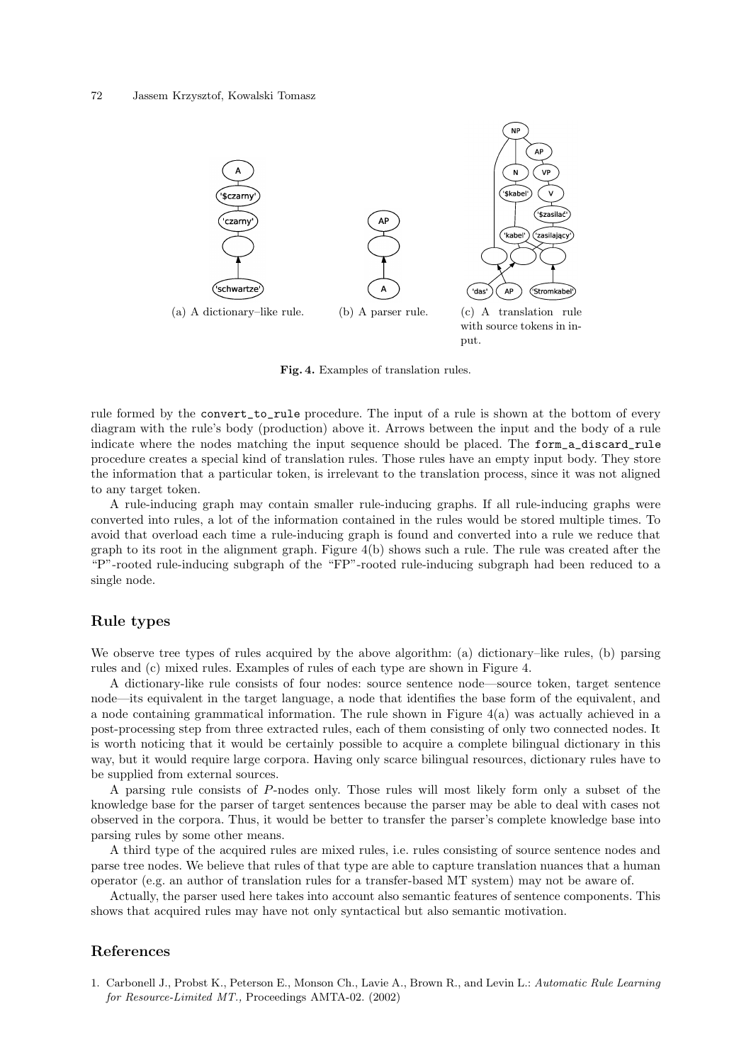(a) A dictionary–like rule. (b) A parser rule. (c) A translation rule with source tokens in input.

**Fig. 4.** Examples of translation rules.

rule formed by the `convert_to_rule` procedure. The input of a rule is shown at the bottom of every diagram with the rule's body (production) above it. Arrows between the input and the body of a rule indicate where the nodes matching the input sequence should be placed. The `form_a_discard_rule` procedure creates a special kind of translation rules. Those rules have an empty input body. They store the information that a particular token, is irrelevant to the translation process, since it was not aligned to any target token.

A rule-inducing graph may contain smaller rule-inducing graphs. If all rule-inducing graphs were converted into rules, a lot of the information contained in the rules would be stored multiple times. To avoid that overload each time a rule-inducing graph is found and converted into a rule we reduce that graph to its root in the alignment graph. Figure 4(b) shows such a rule. The rule was created after the "P"-rooted rule-inducing subgraph of the "FP"-rooted rule-inducing subgraph had been reduced to a single node.

## Rule types

We observe tree types of rules acquired by the above algorithm: (a) dictionary–like rules, (b) parsing rules and (c) mixed rules. Examples of rules of each type are shown in Figure 4.

A dictionary-like rule consists of four nodes: source sentence node—source token, target sentence node—its equivalent in the target language, a node that identifies the base form of the equivalent, and a node containing grammatical information. The rule shown in Figure 4(a) was actually achieved in a post-processing step from three extracted rules, each of them consisting of only two connected nodes. It is worth noticing that it would be certainly possible to acquire a complete bilingual dictionary in this way, but it would require large corpora. Having only scarce bilingual resources, dictionary rules have to be supplied from external sources.

A parsing rule consists of *P*-nodes only. Those rules will most likely form only a subset of the knowledge base for the parser of target sentences because the parser may be able to deal with cases not observed in the corpora. Thus, it would be better to transfer the parser's complete knowledge base into parsing rules by some other means.

A third type of the acquired rules are mixed rules, i.e. rules consisting of source sentence nodes and parse tree nodes. We believe that rules of that type are able to capture translation nuances that a human operator (e.g. an author of translation rules for a transfer-based MT system) may not be aware of.

Actually, the parser used here takes into account also semantic features of sentence components. This shows that acquired rules may have not only syntactical but also semantic motivation.

## References

1. Carbonell J., Probst K., Peterson E., Monson Ch., Lavie A., Brown R., and Levin L.: *Automatic Rule Learning for Resource-Limited MT.,* Proceedings AMTA-02. (2002)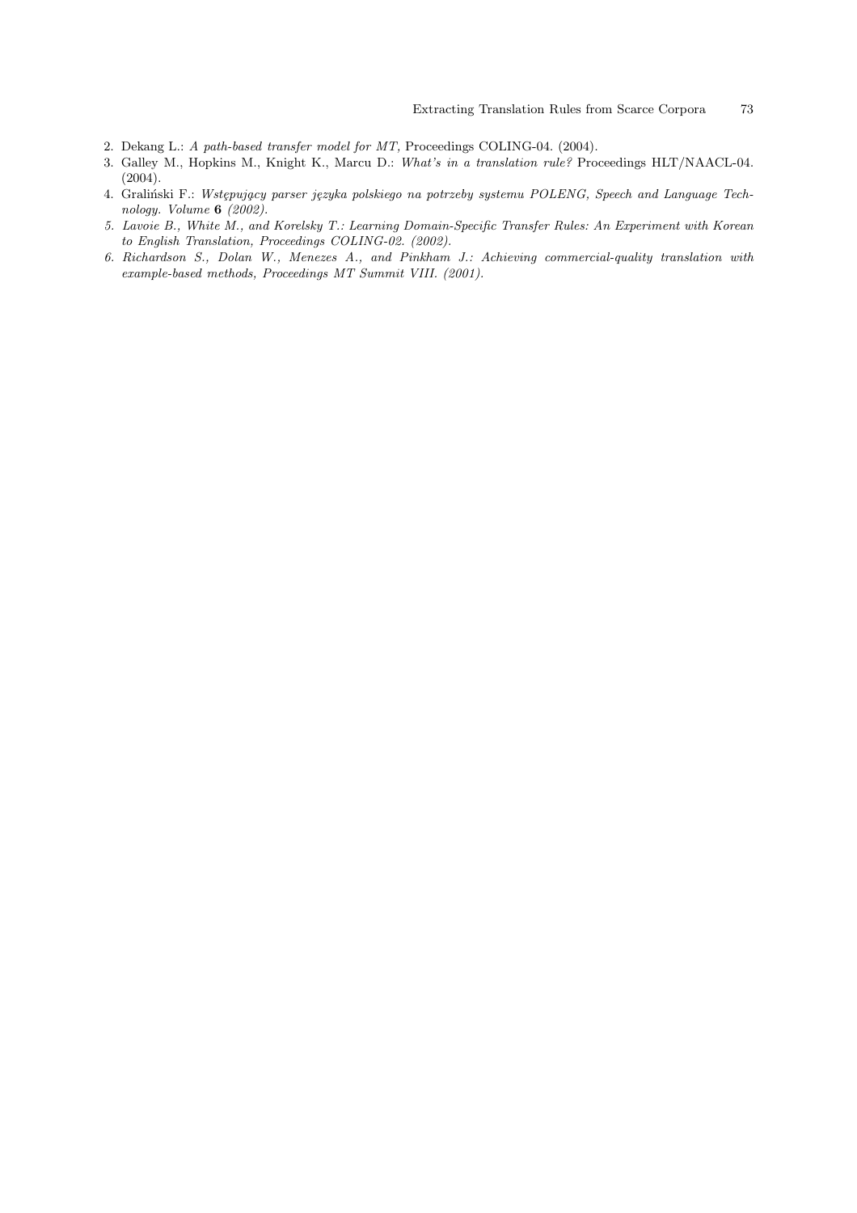2. Dekang L.: *A path-based transfer model for MT,* Proceedings COLING-04. (2004).
3. Galley M., Hopkins M., Knight K., Marcu D.: *What's in a translation rule?* Proceedings HLT/NAACL-04. (2004).
4. Graliński F.: *Wstępujący parser języka polskiego na potrzeby systemu POLENG, Speech and Language Technology. Volume* **6** *(2002).*
5. *Lavoie B., White M., and Korelsky T.: Learning Domain-Specific Transfer Rules: An Experiment with Korean to English Translation, Proceedings COLING-02. (2002).*
6. *Richardson S., Dolan W., Menezes A., and Pinkham J.: Achieving commercial-quality translation with example-based methods, Proceedings MT Summit VIII. (2001).*